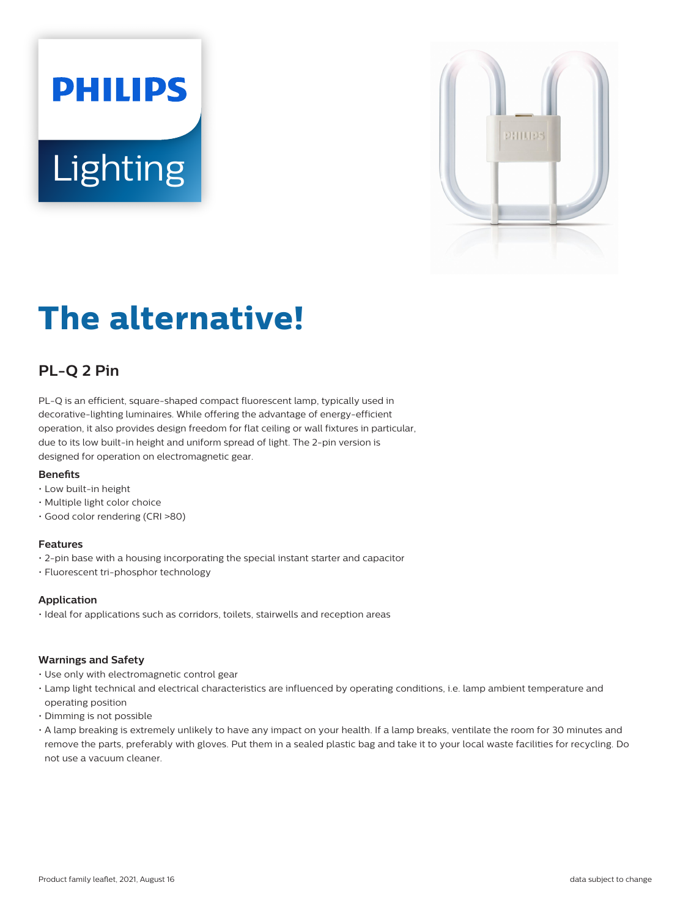# The alternative!

## PL-Q 2 Pin

PL-Q is an efficient, square-shaped compact fluorescent lamp, typically used in decorative-lighting luminaires. While offering the advantage of energy-efficient operation, it also provides design freedom for flat ceiling or wall fixtures in particular, due to its low built-in height and uniform spread of light. The 2-pin version is designed for operation on electromagnetic gear.

### Benefits

- Low built-in height
- Multiple light color choice
- Good color rendering (CRI >80)

### Features

- 2-pin base with a housing incorporating the special instant starter and capacitor
- Fluorescent tri-phosphor technology

### Application

- Ideal for applications such as corridors, toilets, stairwells and reception areas

### Warnings and Safety

- Use only with electromagnetic control gear
- Lamp light technical and electrical characteristics are influenced by operating conditions, i.e. lamp ambient temperature and operating position
- Dimming is not possible
- A lamp breaking is extremely unlikely to have any impact on your health. If a lamp breaks, ventilate the room for 30 minutes and remove the parts, preferably with gloves. Put them in a sealed plastic bag and take it to your local waste facilities for recycling. Do not use a vacuum cleaner.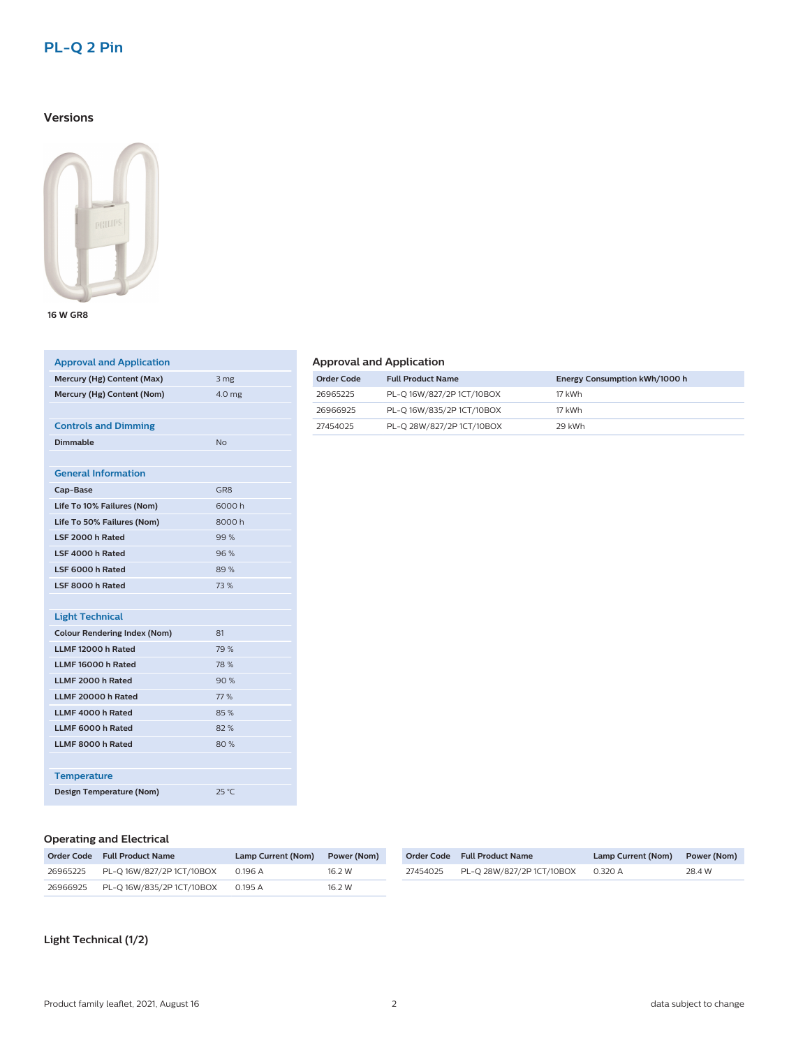# PL-Q 2 Pin

## Versions

16 W GR8

| Approval and Application | |
|---|---|
| Mercury (Hg) Content (Max) | 3 mg |
| Mercury (Hg) Content (Nom) | 4.0 mg |
| **Controls and Dimming** | |
| Dimmable | No |
| **General Information** | |
| Cap-Base | GR8 |
| Life To 10% Failures (Nom) | 6000 h |
| Life To 50% Failures (Nom) | 8000 h |
| LSF 2000 h Rated | 99 % |
| LSF 4000 h Rated | 96 % |
| LSF 6000 h Rated | 89 % |
| LSF 8000 h Rated | 73 % |
| **Light Technical** | |
| Colour Rendering Index (Nom) | 81 |
| LLMF 12000 h Rated | 79 % |
| LLMF 16000 h Rated | 78 % |
| LLMF 2000 h Rated | 90 % |
| LLMF 20000 h Rated | 77 % |
| LLMF 4000 h Rated | 85 % |
| LLMF 6000 h Rated | 82 % |
| LLMF 8000 h Rated | 80 % |
| **Temperature** | |
| Design Temperature (Nom) | 25 °C |

### Approval and Application

| Order Code | Full Product Name | Energy Consumption kWh/1000 h |
|---|---|---|
| 26965225 | PL-Q 16W/827/2P 1CT/10BOX | 17 kWh |
| 26966925 | PL-Q 16W/835/2P 1CT/10BOX | 17 kWh |
| 27454025 | PL-Q 28W/827/2P 1CT/10BOX | 29 kWh |

### Operating and Electrical

| Order Code | Full Product Name | Lamp Current (Nom) | Power (Nom) |
|---|---|---|---|
| 26965225 | PL-Q 16W/827/2P 1CT/10BOX | 0.196 A | 16.2 W |
| 26966925 | PL-Q 16W/835/2P 1CT/10BOX | 0.195 A | 16.2 W |
| 27454025 | PL-Q 28W/827/2P 1CT/10BOX | 0.320 A | 28.4 W |

### Light Technical (1/2)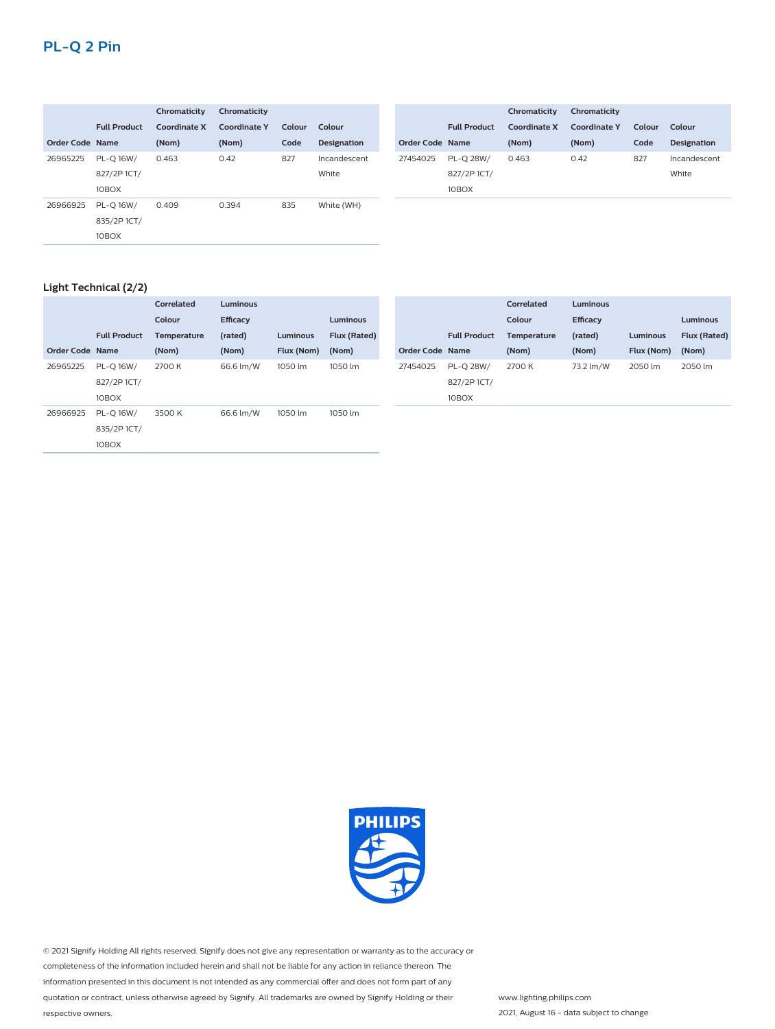## PL-Q 2 Pin

| Order Code | Full Product Name | Chromaticity Coordinate X (Nom) | Chromaticity Coordinate Y (Nom) | Colour Code | Colour Designation |
|---|---|---|---|---|---|
| 26965225 | PL-Q 16W/ 827/2P 1CT/ 10BOX | 0.463 | 0.42 | 827 | Incandescent White |
| 26966925 | PL-Q 16W/ 835/2P 1CT/ 10BOX | 0.409 | 0.394 | 835 | White (WH) |
| 27454025 | PL-Q 28W/ 827/2P 1CT/ 10BOX | 0.463 | 0.42 | 827 | Incandescent White |

### Light Technical (2/2)

| Order Code | Full Product Name | Correlated Colour Temperature (Nom) | Luminous Efficacy (rated) (Nom) | Luminous Flux (Nom) | Luminous Flux (Rated) (Nom) |
|---|---|---|---|---|---|
| 26965225 | PL-Q 16W/ 827/2P 1CT/ 10BOX | 2700 K | 66.6 lm/W | 1050 lm | 1050 lm |
| 26966925 | PL-Q 16W/ 835/2P 1CT/ 10BOX | 3500 K | 66.6 lm/W | 1050 lm | 1050 lm |
| 27454025 | PL-Q 28W/ 827/2P 1CT/ 10BOX | 2700 K | 73.2 lm/W | 2050 lm | 2050 lm |

© 2021 Signify Holding All rights reserved. Signify does not give any representation or warranty as to the accuracy or completeness of the information included herein and shall not be liable for any action in reliance thereon. The information presented in this document is not intended as any commercial offer and does not form part of any quotation or contract, unless otherwise agreed by Signify. All trademarks are owned by Signify Holding or their respective owners.

www.lighting.philips.com

2021, August 16 - data subject to change